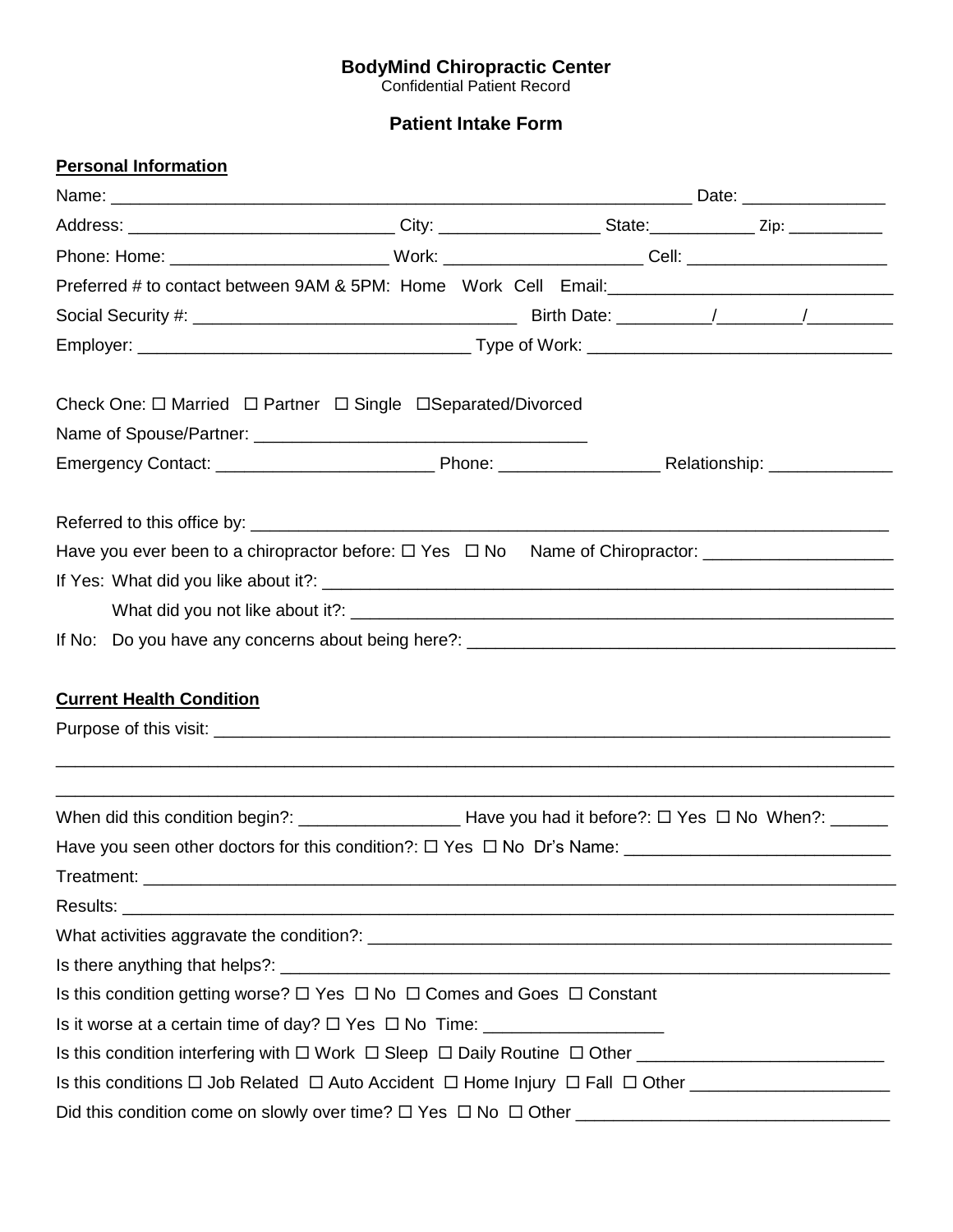**BodyMind Chiropractic Center**
Confidential Patient Record

**Patient Intake Form**

**Personal Information**

Name: ______________________________________________________________ Date: _______________

Address: ____________________________ City: _________________ State:___________ Zip: __________

Phone: Home: _______________________ Work: _____________________ Cell: _____________________

Preferred # to contact between 9AM & 5PM: Home Work Cell Email:______________________________

Social Security #: __________________________________ Birth Date: _________/_________/_________

Employer: __________________________________ Type of Work: _______________________________

Check One: ☐ Married ☐ Partner ☐ Single ☐Separated/Divorced

Name of Spouse/Partner: __________________________________

Emergency Contact: ______________________ Phone: ________________ Relationship: _____________

Referred to this office by: __________________________________________________________________

Have you ever been to a chiropractor before: ☐ Yes ☐ No Name of Chiropractor: ___________________

If Yes: What did you like about it?: ______________________________________________________________

What did you not like about it?: ________________________________________________________

If No: Do you have any concerns about being here?: ____________________________________________

**Current Health Condition**

Purpose of this visit: ________________________________________________________________________

______________________________________________________________________________________

______________________________________________________________________________________

When did this condition begin?: _________________ Have you had it before?: ☐ Yes ☐ No When?: ______

Have you seen other doctors for this condition?: ☐ Yes ☐ No Dr's Name: ___________________________

Treatment: ______________________________________________________________________________

Results: _________________________________________________________________________________

What activities aggravate the condition?: ______________________________________________________

Is there anything that helps?: ________________________________________________________________

Is this condition getting worse? ☐ Yes ☐ No ☐ Comes and Goes ☐ Constant

Is it worse at a certain time of day? ☐ Yes ☐ No Time: __________________

Is this condition interfering with ☐ Work ☐ Sleep ☐ Daily Routine ☐ Other _________________________

Is this conditions ☐ Job Related ☐ Auto Accident ☐ Home Injury ☐ Fall ☐ Other ____________________

Did this condition come on slowly over time? ☐ Yes ☐ No ☐ Other ________________________________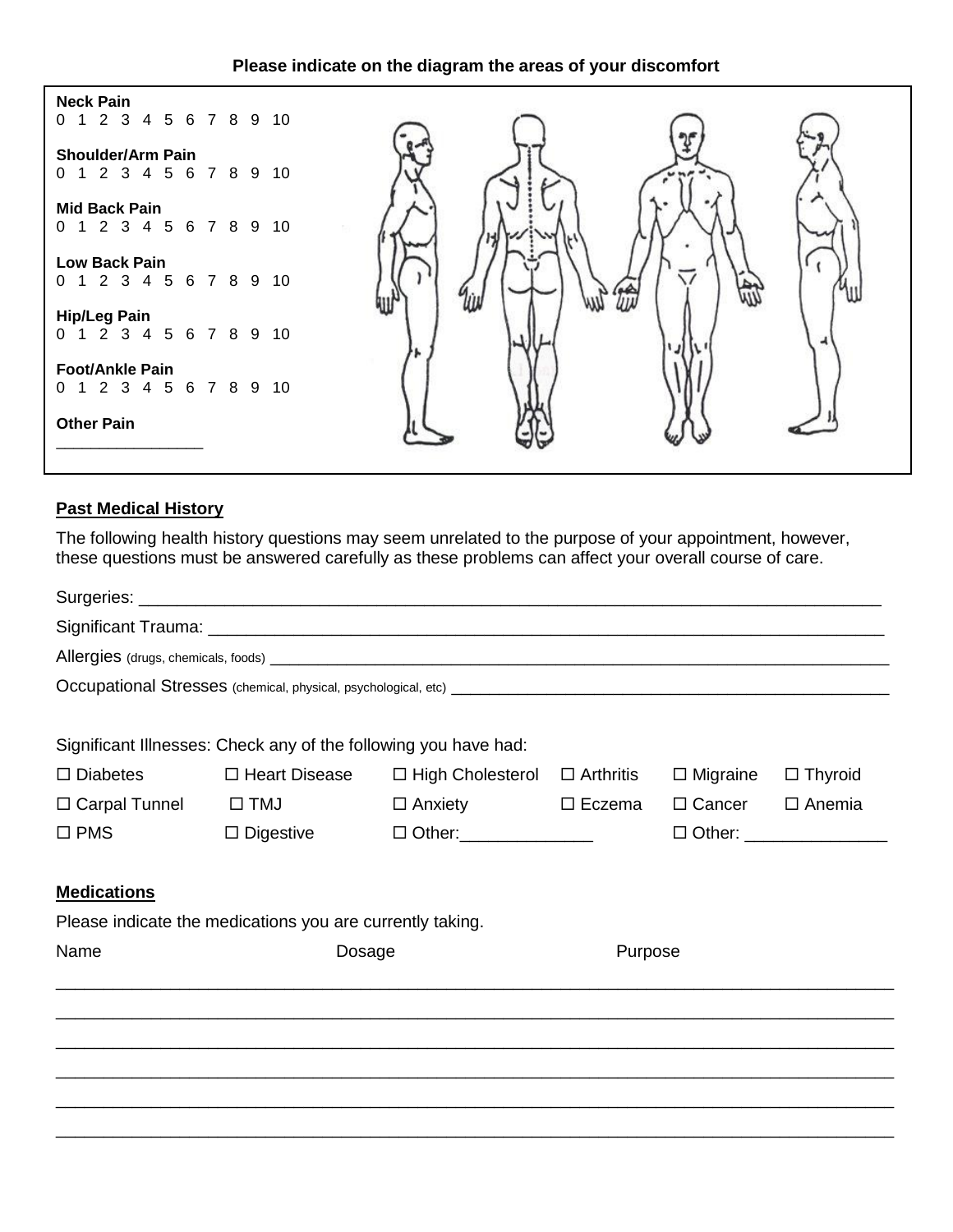**Please indicate on the diagram the areas of your discomfort**

**Neck Pain**
0 1 2 3 4 5 6 7 8 9 10

**Shoulder/Arm Pain**
0 1 2 3 4 5 6 7 8 9 10

**Mid Back Pain**
0 1 2 3 4 5 6 7 8 9 10

**Low Back Pain**
0 1 2 3 4 5 6 7 8 9 10

**Hip/Leg Pain**
0 1 2 3 4 5 6 7 8 9 10

**Foot/Ankle Pain**
0 1 2 3 4 5 6 7 8 9 10

**Other Pain**
________________

## Past Medical History

The following health history questions may seem unrelated to the purpose of your appointment, however, these questions must be answered carefully as these problems can affect your overall course of care.

Surgeries: ____________________________________________________________________________

Significant Trauma: ______________________________________________________________________

Allergies (drugs, chemicals, foods) ____________________________________________________________

Occupational Stresses (chemical, physical, psychological, etc) ______________________________________________

Significant Illnesses: Check any of the following you have had:

| | | | | | |
|---|---|---|---|---|---|
| ☐ Diabetes | ☐ Heart Disease | ☐ High Cholesterol | ☐ Arthritis | ☐ Migraine | ☐ Thyroid |
| ☐ Carpal Tunnel | ☐ TMJ | ☐ Anxiety | ☐ Eczema | ☐ Cancer | ☐ Anemia |
| ☐ PMS | ☐ Digestive | ☐ Other:______________ | | ☐ Other: _______________ | |

## Medications

Please indicate the medications you are currently taking.

| Name | Dosage | Purpose |
|---|---|---|
| | | |
| | | |
| | | |
| | | |
| | | |
| | | |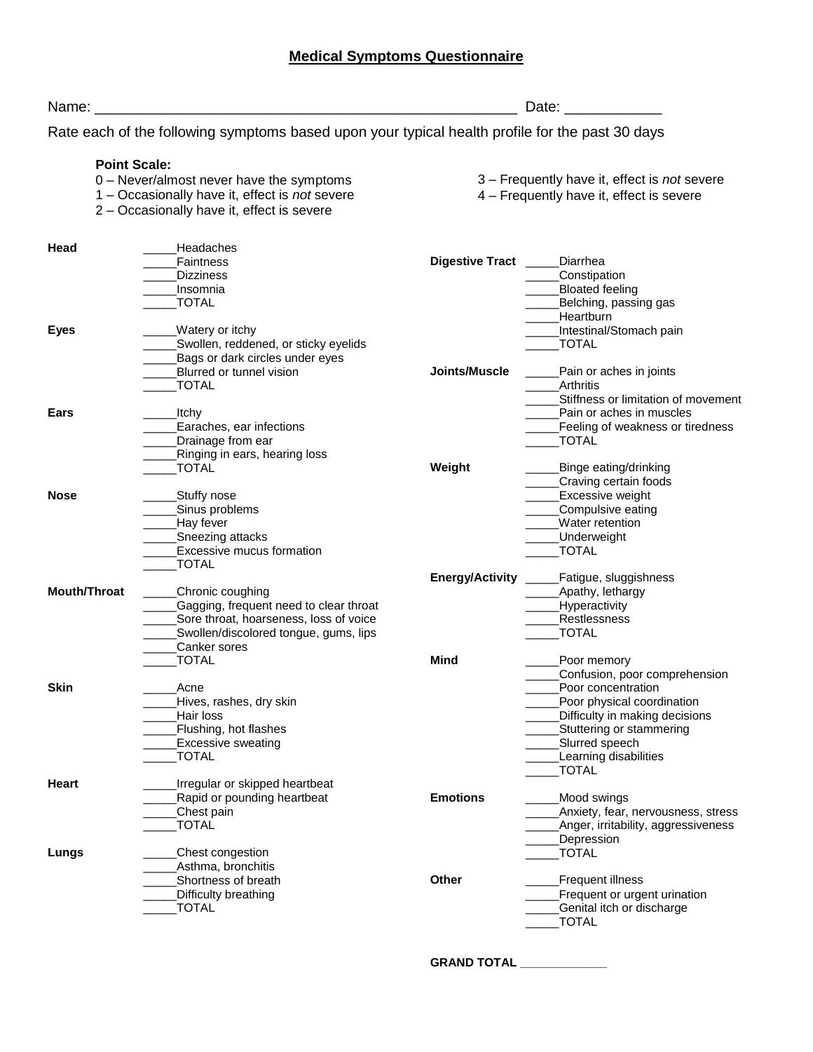# Medical Symptoms Questionnaire

Name: ____________________________________________________ Date: ____________

Rate each of the following symptoms based upon your typical health profile for the past 30 days

**Point Scale:**

0 – Never/almost never have the symptoms
1 – Occasionally have it, effect is *not* severe
2 – Occasionally have it, effect is severe
3 – Frequently have it, effect is *not* severe
4 – Frequently have it, effect is severe

**Head**
_____Headaches
_____Faintness
_____Dizziness
_____Insomnia
_____TOTAL

**Eyes**
_____Watery or itchy
_____Swollen, reddened, or sticky eyelids
_____Bags or dark circles under eyes
_____Blurred or tunnel vision
_____TOTAL

**Ears**
_____Itchy
_____Earaches, ear infections
_____Drainage from ear
_____Ringing in ears, hearing loss
_____TOTAL

**Nose**
_____Stuffy nose
_____Sinus problems
_____Hay fever
_____Sneezing attacks
_____Excessive mucus formation
_____TOTAL

**Mouth/Throat**
_____Chronic coughing
_____Gagging, frequent need to clear throat
_____Sore throat, hoarseness, loss of voice
_____Swollen/discolored tongue, gums, lips
_____Canker sores
_____TOTAL

**Skin**
_____Acne
_____Hives, rashes, dry skin
_____Hair loss
_____Flushing, hot flashes
_____Excessive sweating
_____TOTAL

**Heart**
_____Irregular or skipped heartbeat
_____Rapid or pounding heartbeat
_____Chest pain
_____TOTAL

**Lungs**
_____Chest congestion
_____Asthma, bronchitis
_____Shortness of breath
_____Difficulty breathing
_____TOTAL

**Digestive Tract**
_____Diarrhea
_____Constipation
_____Bloated feeling
_____Belching, passing gas
_____Heartburn
_____Intestinal/Stomach pain
_____TOTAL

**Joints/Muscle**
_____Pain or aches in joints
_____Arthritis
_____Stiffness or limitation of movement
_____Pain or aches in muscles
_____Feeling of weakness or tiredness
_____TOTAL

**Weight**
_____Binge eating/drinking
_____Craving certain foods
_____Excessive weight
_____Compulsive eating
_____Water retention
_____Underweight
_____TOTAL

**Energy/Activity**
_____Fatigue, sluggishness
_____Apathy, lethargy
_____Hyperactivity
_____Restlessness
_____TOTAL

**Mind**
_____Poor memory
_____Confusion, poor comprehension
_____Poor concentration
_____Poor physical coordination
_____Difficulty in making decisions
_____Stuttering or stammering
_____Slurred speech
_____Learning disabilities
_____TOTAL

**Emotions**
_____Mood swings
_____Anxiety, fear, nervousness, stress
_____Anger, irritability, aggressiveness
_____Depression
_____TOTAL

**Other**
_____Frequent illness
_____Frequent or urgent urination
_____Genital itch or discharge
_____TOTAL

**GRAND TOTAL _____________**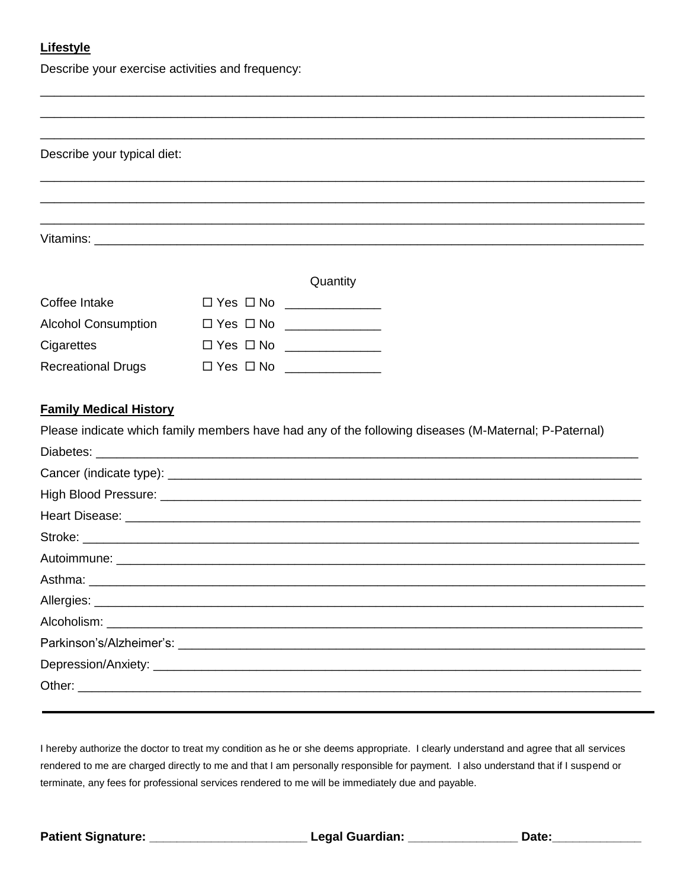**Lifestyle**

Describe your exercise activities and frequency:

____________________________________________________________________________________

____________________________________________________________________________________

____________________________________________________________________________________

Describe your typical diet:

____________________________________________________________________________________

____________________________________________________________________________________

____________________________________________________________________________________

Vitamins: ___________________________________________________________________________

| | | Quantity |
|---|---|---|
| Coffee Intake | ☐ Yes ☐ No | _____________ |
| Alcohol Consumption | ☐ Yes ☐ No | _____________ |
| Cigarettes | ☐ Yes ☐ No | _____________ |
| Recreational Drugs | ☐ Yes ☐ No | _____________ |

**Family Medical History**

Please indicate which family members have had any of the following diseases (M-Maternal; P-Paternal)

Diabetes: ___________________________________________________________________________

Cancer (indicate type): ______________________________________________________________

High Blood Pressure: _______________________________________________________________

Heart Disease: _____________________________________________________________________

Stroke: ____________________________________________________________________________

Autoimmune: _______________________________________________________________________

Asthma: ___________________________________________________________________________

Allergies: __________________________________________________________________________

Alcoholism: ________________________________________________________________________

Parkinson's/Alzheimer's: ______________________________________________________________

Depression/Anxiety: __________________________________________________________________

Other: _____________________________________________________________________________

---

I hereby authorize the doctor to treat my condition as he or she deems appropriate. I clearly understand and agree that all services rendered to me are charged directly to me and that I am personally responsible for payment. I also understand that if I suspend or terminate, any fees for professional services rendered to me will be immediately due and payable.

**Patient Signature:** ______________________ **Legal Guardian:** ________________ **Date:**_____________